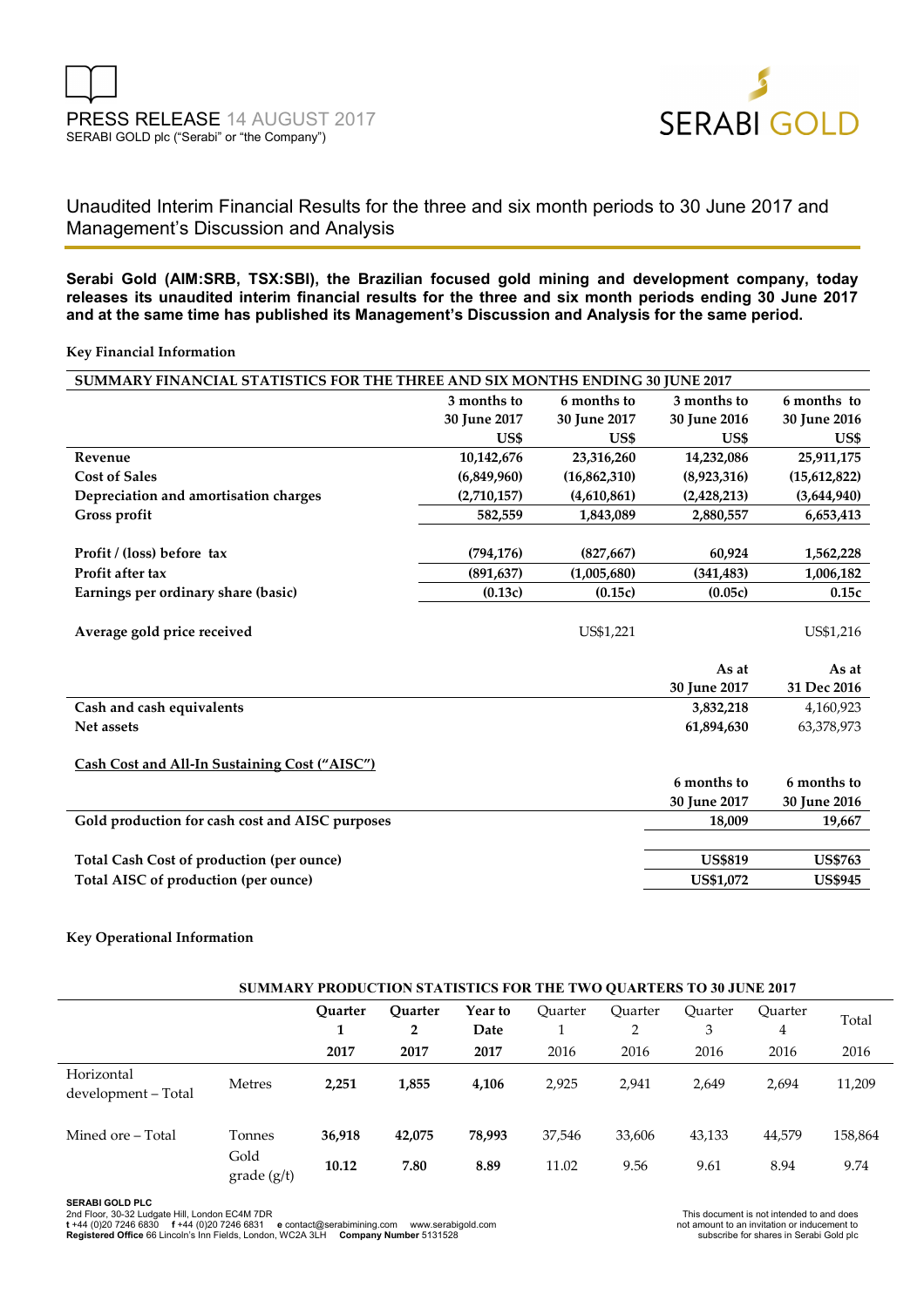PRESS RELEASE 14 AUGUST 2017
SERABI GOLD plc ("Serabi" or "the Company")

SERABI GOLD

# Unaudited Interim Financial Results for the three and six month periods to 30 June 2017 and Management's Discussion and Analysis

**Serabi Gold (AIM:SRB, TSX:SBI), the Brazilian focused gold mining and development company, today releases its unaudited interim financial results for the three and six month periods ending 30 June 2017 and at the same time has published its Management's Discussion and Analysis for the same period.**

**Key Financial Information**

| SUMMARY FINANCIAL STATISTICS FOR THE THREE AND SIX MONTHS ENDING 30 JUNE 2017 | 3 months to 30 June 2017 US$ | 6 months to 30 June 2017 US$ | 3 months to 30 June 2016 US$ | 6 months to 30 June 2016 US$ |
|---|---|---|---|---|
| **Revenue** | **10,142,676** | **23,316,260** | **14,232,086** | **25,911,175** |
| **Cost of Sales** | **(6,849,960)** | **(16,862,310)** | **(8,923,316)** | **(15,612,822)** |
| **Depreciation and amortisation charges** | **(2,710,157)** | **(4,610,861)** | **(2,428,213)** | **(3,644,940)** |
| **Gross profit** | **582,559** | **1,843,089** | **2,880,557** | **6,653,413** |
| | | | | |
| **Profit / (loss) before tax** | **(794,176)** | **(827,667)** | **60,924** | **1,562,228** |
| **Profit after tax** | **(891,637)** | **(1,005,680)** | **(341,483)** | **1,006,182** |
| **Earnings per ordinary share (basic)** | **(0.13c)** | **(0.15c)** | **(0.05c)** | **0.15c** |
| | | | | |
| **Average gold price received** | | US$1,221 | | US$1,216 |

| | As at 30 June 2017 | As at 31 Dec 2016 |
|---|---|---|
| **Cash and cash equivalents** | **3,832,218** | 4,160,923 |
| **Net assets** | **61,894,630** | 63,378,973 |

**Cash Cost and All-In Sustaining Cost ("AISC")**

| | 6 months to 30 June 2017 | 6 months to 30 June 2016 |
|---|---|---|
| **Gold production for cash cost and AISC purposes** | **18,009** | **19,667** |
| | | |
| **Total Cash Cost of production (per ounce)** | **US$819** | **US$763** |
| **Total AISC of production (per ounce)** | **US$1,072** | **US$945** |

**Key Operational Information**

| SUMMARY PRODUCTION STATISTICS FOR THE TWO QUARTERS TO 30 JUNE 2017 | | Quarter 1 2017 | Quarter 2 2017 | Year to Date 2017 | Quarter 1 2016 | Quarter 2 2016 | Quarter 3 2016 | Quarter 4 2016 | Total 2016 |
|---|---|---|---|---|---|---|---|---|---|
| Horizontal development – Total | Metres | **2,251** | **1,855** | **4,106** | 2,925 | 2,941 | 2,649 | 2,694 | 11,209 |
| Mined ore – Total | Tonnes | **36,918** | **42,075** | **78,993** | 37,546 | 33,606 | 43,133 | 44,579 | 158,864 |
| | Gold grade (g/t) | **10.12** | **7.80** | **8.89** | 11.02 | 9.56 | 9.61 | 8.94 | 9.74 |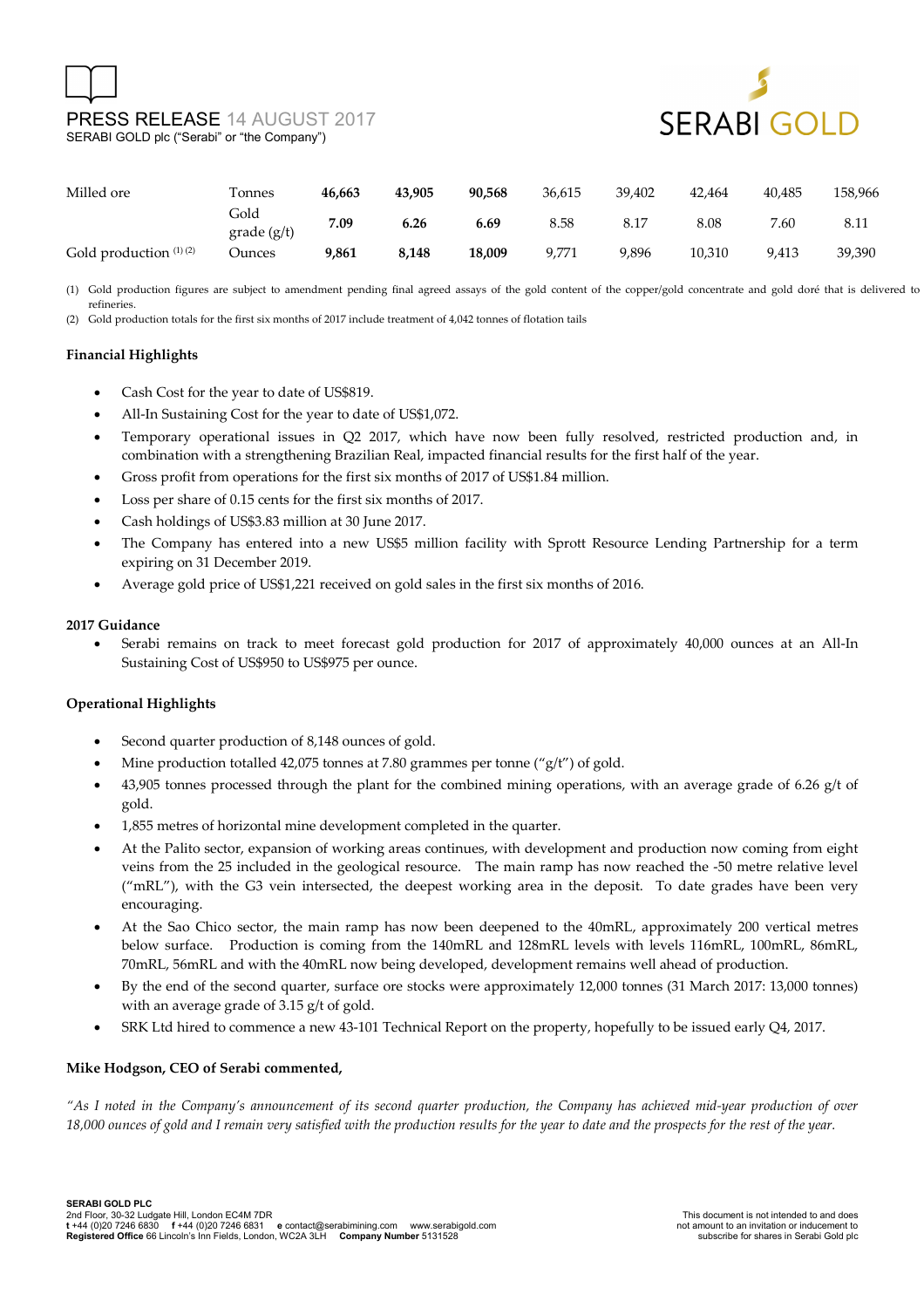| Milled ore | Tonnes | **46,663** | **43,905** | **90,568** | 36,615 | 39,402 | 42,464 | 40,485 | 158,966 |
|---|---|---|---|---|---|---|---|---|---|
| | Gold grade (g/t) | **7.09** | **6.26** | **6.69** | 8.58 | 8.17 | 8.08 | 7.60 | 8.11 |
| Gold production (1) (2) | Ounces | **9,861** | **8,148** | **18,009** | 9,771 | 9,896 | 10,310 | 9,413 | 39,390 |

(1) Gold production figures are subject to amendment pending final agreed assays of the gold content of the copper/gold concentrate and gold doré that is delivered to refineries.

(2) Gold production totals for the first six months of 2017 include treatment of 4,042 tonnes of flotation tails

**Financial Highlights**

- Cash Cost for the year to date of US$819.
- All-In Sustaining Cost for the year to date of US$1,072.
- Temporary operational issues in Q2 2017, which have now been fully resolved, restricted production and, in combination with a strengthening Brazilian Real, impacted financial results for the first half of the year.
- Gross profit from operations for the first six months of 2017 of US$1.84 million.
- Loss per share of 0.15 cents for the first six months of 2017.
- Cash holdings of US$3.83 million at 30 June 2017.
- The Company has entered into a new US$5 million facility with Sprott Resource Lending Partnership for a term expiring on 31 December 2019.
- Average gold price of US$1,221 received on gold sales in the first six months of 2016.

**2017 Guidance**

- Serabi remains on track to meet forecast gold production for 2017 of approximately 40,000 ounces at an All-In Sustaining Cost of US$950 to US$975 per ounce.

**Operational Highlights**

- Second quarter production of 8,148 ounces of gold.
- Mine production totalled 42,075 tonnes at 7.80 grammes per tonne ("g/t") of gold.
- 43,905 tonnes processed through the plant for the combined mining operations, with an average grade of 6.26 g/t of gold.
- 1,855 metres of horizontal mine development completed in the quarter.
- At the Palito sector, expansion of working areas continues, with development and production now coming from eight veins from the 25 included in the geological resource. The main ramp has now reached the -50 metre relative level ("mRL"), with the G3 vein intersected, the deepest working area in the deposit. To date grades have been very encouraging.
- At the Sao Chico sector, the main ramp has now been deepened to the 40mRL, approximately 200 vertical metres below surface. Production is coming from the 140mRL and 128mRL levels with levels 116mRL, 100mRL, 86mRL, 70mRL, 56mRL and with the 40mRL now being developed, development remains well ahead of production.
- By the end of the second quarter, surface ore stocks were approximately 12,000 tonnes (31 March 2017: 13,000 tonnes) with an average grade of 3.15 g/t of gold.
- SRK Ltd hired to commence a new 43-101 Technical Report on the property, hopefully to be issued early Q4, 2017.

**Mike Hodgson, CEO of Serabi commented,**

*"As I noted in the Company's announcement of its second quarter production, the Company has achieved mid-year production of over 18,000 ounces of gold and I remain very satisfied with the production results for the year to date and the prospects for the rest of the year.*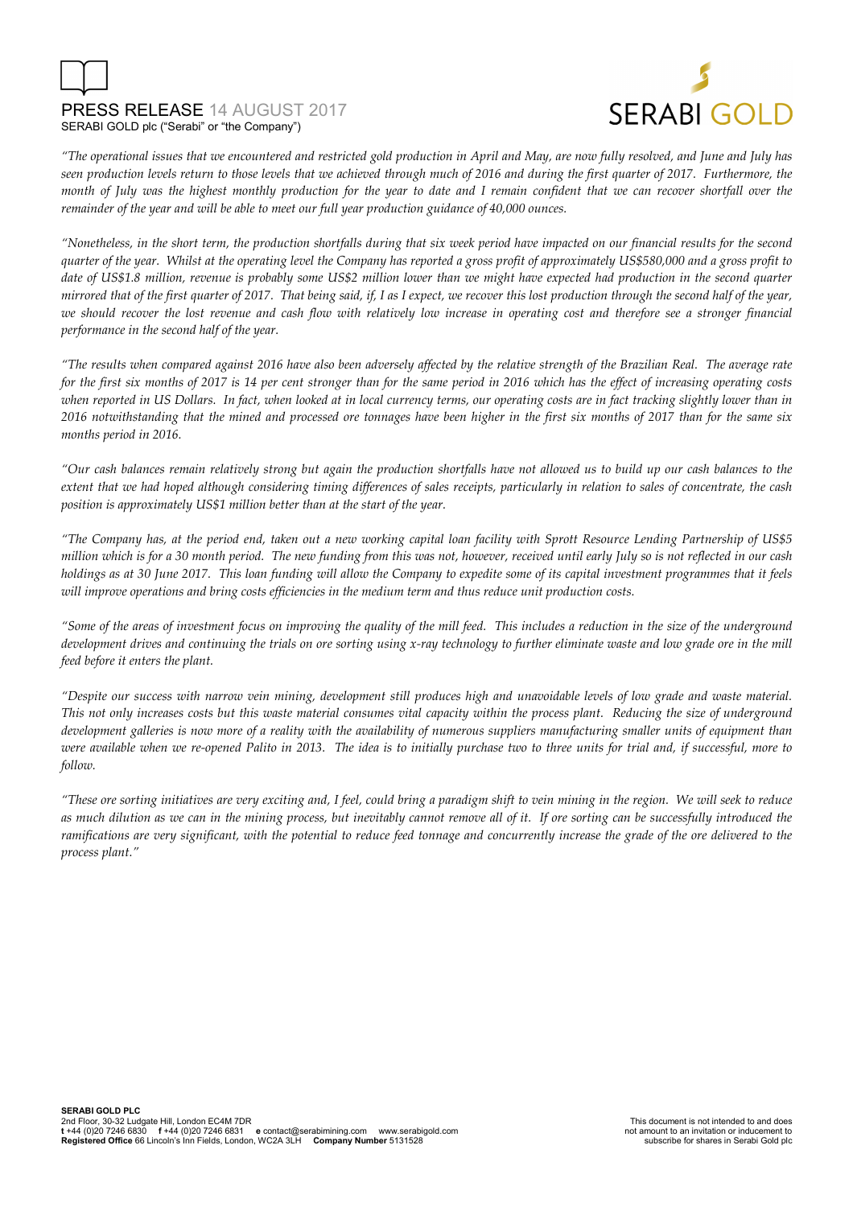*"The operational issues that we encountered and restricted gold production in April and May, are now fully resolved, and June and July has seen production levels return to those levels that we achieved through much of 2016 and during the first quarter of 2017. Furthermore, the month of July was the highest monthly production for the year to date and I remain confident that we can recover shortfall over the remainder of the year and will be able to meet our full year production guidance of 40,000 ounces.*

*"Nonetheless, in the short term, the production shortfalls during that six week period have impacted on our financial results for the second quarter of the year. Whilst at the operating level the Company has reported a gross profit of approximately US$580,000 and a gross profit to date of US$1.8 million, revenue is probably some US$2 million lower than we might have expected had production in the second quarter mirrored that of the first quarter of 2017. That being said, if, I as I expect, we recover this lost production through the second half of the year, we should recover the lost revenue and cash flow with relatively low increase in operating cost and therefore see a stronger financial performance in the second half of the year.*

*"The results when compared against 2016 have also been adversely affected by the relative strength of the Brazilian Real. The average rate for the first six months of 2017 is 14 per cent stronger than for the same period in 2016 which has the effect of increasing operating costs when reported in US Dollars. In fact, when looked at in local currency terms, our operating costs are in fact tracking slightly lower than in 2016 notwithstanding that the mined and processed ore tonnages have been higher in the first six months of 2017 than for the same six months period in 2016.*

*"Our cash balances remain relatively strong but again the production shortfalls have not allowed us to build up our cash balances to the extent that we had hoped although considering timing differences of sales receipts, particularly in relation to sales of concentrate, the cash position is approximately US$1 million better than at the start of the year.*

*"The Company has, at the period end, taken out a new working capital loan facility with Sprott Resource Lending Partnership of US$5 million which is for a 30 month period. The new funding from this was not, however, received until early July so is not reflected in our cash holdings as at 30 June 2017. This loan funding will allow the Company to expedite some of its capital investment programmes that it feels will improve operations and bring costs efficiencies in the medium term and thus reduce unit production costs.*

*"Some of the areas of investment focus on improving the quality of the mill feed. This includes a reduction in the size of the underground development drives and continuing the trials on ore sorting using x-ray technology to further eliminate waste and low grade ore in the mill feed before it enters the plant.*

*"Despite our success with narrow vein mining, development still produces high and unavoidable levels of low grade and waste material. This not only increases costs but this waste material consumes vital capacity within the process plant. Reducing the size of underground development galleries is now more of a reality with the availability of numerous suppliers manufacturing smaller units of equipment than were available when we re-opened Palito in 2013. The idea is to initially purchase two to three units for trial and, if successful, more to follow.*

*"These ore sorting initiatives are very exciting and, I feel, could bring a paradigm shift to vein mining in the region. We will seek to reduce as much dilution as we can in the mining process, but inevitably cannot remove all of it. If ore sorting can be successfully introduced the ramifications are very significant, with the potential to reduce feed tonnage and concurrently increase the grade of the ore delivered to the process plant."*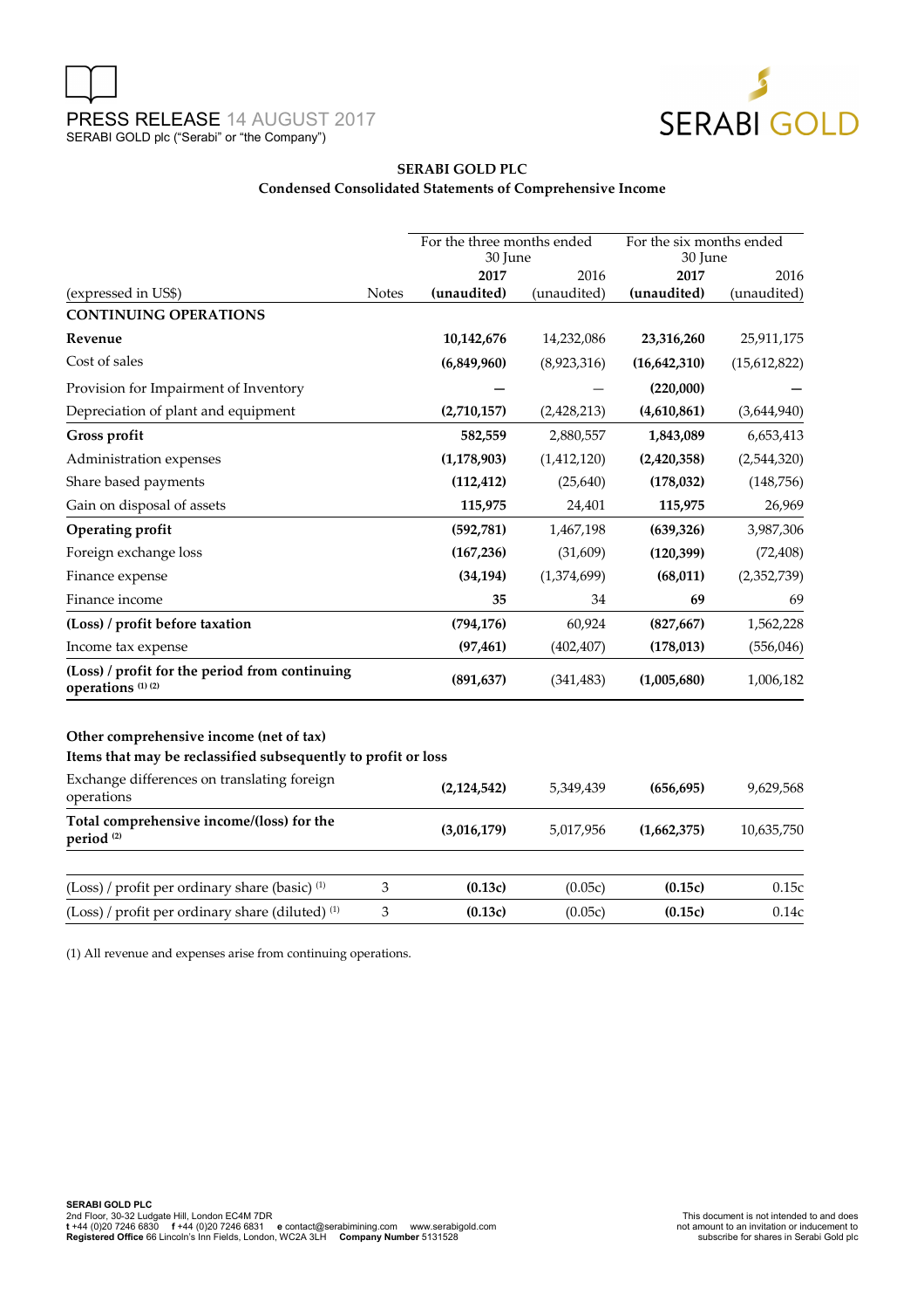# SERABI GOLD PLC

## Condensed Consolidated Statements of Comprehensive Income

| (expressed in US$) | Notes | For the three months ended 30 June 2017 (unaudited) | For the three months ended 30 June 2016 (unaudited) | For the six months ended 30 June 2017 (unaudited) | For the six months ended 30 June 2016 (unaudited) |
|---|---|---|---|---|---|
| **CONTINUING OPERATIONS** | | | | | |
| **Revenue** | | **10,142,676** | 14,232,086 | **23,316,260** | 25,911,175 |
| Cost of sales | | **(6,849,960)** | (8,923,316) | **(16,642,310)** | (15,612,822) |
| Provision for Impairment of Inventory | | **—** | — | **(220,000)** | **—** |
| Depreciation of plant and equipment | | **(2,710,157)** | (2,428,213) | **(4,610,861)** | (3,644,940) |
| **Gross profit** | | **582,559** | 2,880,557 | **1,843,089** | 6,653,413 |
| Administration expenses | | **(1,178,903)** | (1,412,120) | **(2,420,358)** | (2,544,320) |
| Share based payments | | **(112,412)** | (25,640) | **(178,032)** | (148,756) |
| Gain on disposal of assets | | **115,975** | 24,401 | **115,975** | 26,969 |
| **Operating profit** | | **(592,781)** | 1,467,198 | **(639,326)** | 3,987,306 |
| Foreign exchange loss | | **(167,236)** | (31,609) | **(120,399)** | (72,408) |
| Finance expense | | **(34,194)** | (1,374,699) | **(68,011)** | (2,352,739) |
| Finance income | | **35** | 34 | **69** | 69 |
| **(Loss) / profit before taxation** | | **(794,176)** | 60,924 | **(827,667)** | 1,562,228 |
| Income tax expense | | **(97,461)** | (402,407) | **(178,013)** | (556,046) |
| **(Loss) / profit for the period from continuing operations [1] [2]** | | **(891,637)** | (341,483) | **(1,005,680)** | 1,006,182 |
| | | | | | |
| **Other comprehensive income (net of tax)** | | | | | |
| **Items that may be reclassified subsequently to profit or loss** | | | | | |
| Exchange differences on translating foreign operations | | **(2,124,542)** | 5,349,439 | **(656,695)** | 9,629,568 |
| **Total comprehensive income/(loss) for the period [2]** | | **(3,016,179)** | 5,017,956 | **(1,662,375)** | 10,635,750 |
| | | | | | |
| (Loss) / profit per ordinary share (basic) [1] | 3 | **(0.13c)** | (0.05c) | **(0.15c)** | 0.15c |
| (Loss) / profit per ordinary share (diluted) [1] | 3 | **(0.13c)** | (0.05c) | **(0.15c)** | 0.14c |

(1) All revenue and expenses arise from continuing operations.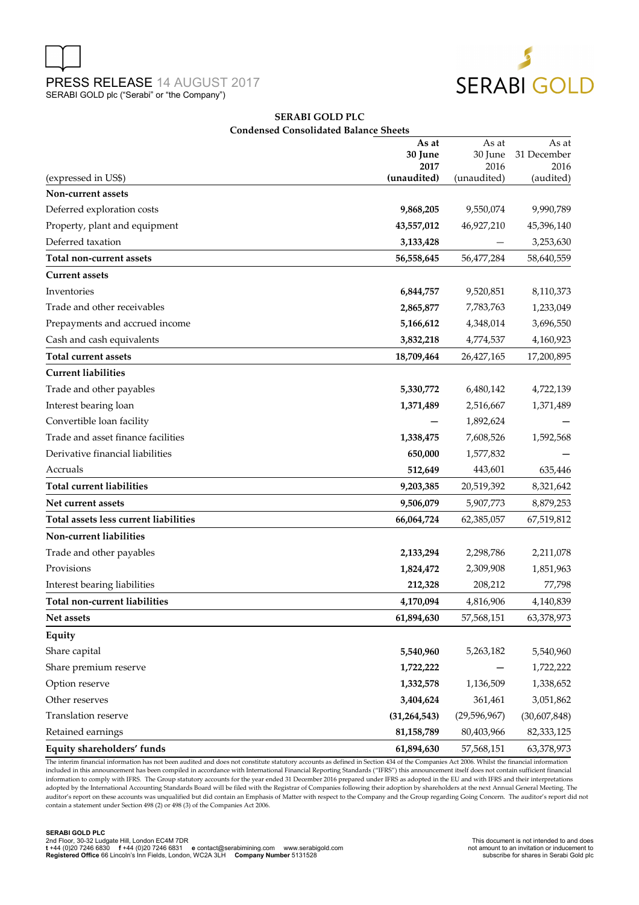**SERABI GOLD PLC**

**Condensed Consolidated Balance Sheets**

| (expressed in US$) | As at 30 June 2017 (unaudited) | As at 30 June 2016 (unaudited) | As at 31 December 2016 (audited) |
|---|---|---|---|
| **Non-current assets** | | | |
| Deferred exploration costs | **9,868,205** | 9,550,074 | 9,990,789 |
| Property, plant and equipment | **43,557,012** | 46,927,210 | 45,396,140 |
| Deferred taxation | **3,133,428** | — | 3,253,630 |
| **Total non-current assets** | **56,558,645** | 56,477,284 | 58,640,559 |
| **Current assets** | | | |
| Inventories | **6,844,757** | 9,520,851 | 8,110,373 |
| Trade and other receivables | **2,865,877** | 7,783,763 | 1,233,049 |
| Prepayments and accrued income | **5,166,612** | 4,348,014 | 3,696,550 |
| Cash and cash equivalents | **3,832,218** | 4,774,537 | 4,160,923 |
| **Total current assets** | **18,709,464** | 26,427,165 | 17,200,895 |
| **Current liabilities** | | | |
| Trade and other payables | **5,330,772** | 6,480,142 | 4,722,139 |
| Interest bearing loan | **1,371,489** | 2,516,667 | 1,371,489 |
| Convertible loan facility | **—** | 1,892,624 | — |
| Trade and asset finance facilities | **1,338,475** | 7,608,526 | 1,592,568 |
| Derivative financial liabilities | **650,000** | 1,577,832 | — |
| Accruals | **512,649** | 443,601 | 635,446 |
| **Total current liabilities** | **9,203,385** | 20,519,392 | 8,321,642 |
| **Net current assets** | **9,506,079** | 5,907,773 | 8,879,253 |
| **Total assets less current liabilities** | **66,064,724** | 62,385,057 | 67,519,812 |
| **Non-current liabilities** | | | |
| Trade and other payables | **2,133,294** | 2,298,786 | 2,211,078 |
| Provisions | **1,824,472** | 2,309,908 | 1,851,963 |
| Interest bearing liabilities | **212,328** | 208,212 | 77,798 |
| **Total non-current liabilities** | **4,170,094** | 4,816,906 | 4,140,839 |
| **Net assets** | **61,894,630** | 57,568,151 | 63,378,973 |
| **Equity** | | | |
| Share capital | **5,540,960** | 5,263,182 | 5,540,960 |
| Share premium reserve | **1,722,222** | — | 1,722,222 |
| Option reserve | **1,332,578** | 1,136,509 | 1,338,652 |
| Other reserves | **3,404,624** | 361,461 | 3,051,862 |
| Translation reserve | **(31,264,543)** | (29,596,967) | (30,607,848) |
| Retained earnings | **81,158,789** | 80,403,966 | 82,333,125 |
| **Equity shareholders' funds** | **61,894,630** | 57,568,151 | 63,378,973 |

The interim financial information has not been audited and does not constitute statutory accounts as defined in Section 434 of the Companies Act 2006. Whilst the financial information included in this announcement has been compiled in accordance with International Financial Reporting Standards ("IFRS") this announcement itself does not contain sufficient financial information to comply with IFRS. The Group statutory accounts for the year ended 31 December 2016 prepared under IFRS as adopted in the EU and with IFRS and their interpretations adopted by the International Accounting Standards Board will be filed with the Registrar of Companies following their adoption by shareholders at the next Annual General Meeting. The auditor's report on these accounts was unqualified but did contain an Emphasis of Matter with respect to the Company and the Group regarding Going Concern. The auditor's report did not contain a statement under Section 498 (2) or 498 (3) of the Companies Act 2006.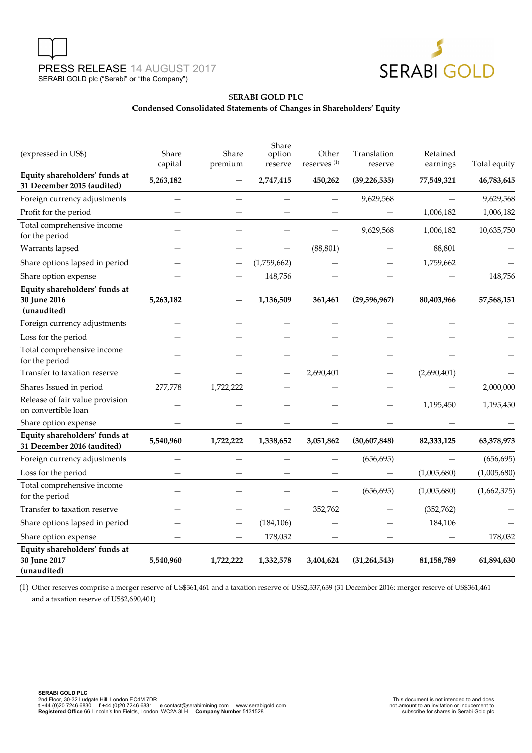PRESS RELEASE 14 AUGUST 2017
SERABI GOLD plc ("Serabi" or "the Company")

## SERABI GOLD PLC
### Condensed Consolidated Statements of Changes in Shareholders' Equity

| (expressed in US$) | Share capital | Share premium | Share option reserve | Other reserves [1] | Translation reserve | Retained earnings | Total equity |
|---|---|---|---|---|---|---|---|
| **Equity shareholders' funds at 31 December 2015 (audited)** | **5,263,182** | **—** | **2,747,415** | **450,262** | **(39,226,535)** | **77,549,321** | **46,783,645** |
| Foreign currency adjustments | — | — | — | — | 9,629,568 | — | 9,629,568 |
| Profit for the period | — | — | — | — | — | 1,006,182 | 1,006,182 |
| Total comprehensive income for the period | — | — | — | — | 9,629,568 | 1,006,182 | 10,635,750 |
| Warrants lapsed | — | — | — | (88,801) | — | 88,801 | — |
| Share options lapsed in period | — | — | (1,759,662) | — | — | 1,759,662 | — |
| Share option expense | — | — | 148,756 | — | — | — | 148,756 |
| **Equity shareholders' funds at 30 June 2016 (unaudited)** | **5,263,182** | **—** | **1,136,509** | **361,461** | **(29,596,967)** | **80,403,966** | **57,568,151** |
| Foreign currency adjustments | — | — | — | — | — | — | — |
| Loss for the period | — | — | — | — | — | — | — |
| Total comprehensive income for the period | — | — | — | — | — | — | — |
| Transfer to taxation reserve | — | — | — | 2,690,401 | — | (2,690,401) | — |
| Shares Issued in period | 277,778 | 1,722,222 | — | — | — | — | 2,000,000 |
| Release of fair value provision on convertible loan | — | — | — | — | — | 1,195,450 | 1,195,450 |
| Share option expense | — | — | — | — | — | — | — |
| **Equity shareholders' funds at 31 December 2016 (audited)** | **5,540,960** | **1,722,222** | **1,338,652** | **3,051,862** | **(30,607,848)** | **82,333,125** | **63,378,973** |
| Foreign currency adjustments | — | — | — | — | (656,695) | — | (656,695) |
| Loss for the period | — | — | — | — | — | (1,005,680) | (1,005,680) |
| Total comprehensive income for the period | — | — | — | — | (656,695) | (1,005,680) | (1,662,375) |
| Transfer to taxation reserve | — | — | — | 352,762 | — | (352,762) | — |
| Share options lapsed in period | — | — | (184,106) | — | — | 184,106 | — |
| Share option expense | — | — | 178,032 | — | — | — | 178,032 |
| **Equity shareholders' funds at 30 June 2017 (unaudited)** | **5,540,960** | **1,722,222** | **1,332,578** | **3,404,624** | **(31,264,543)** | **81,158,789** | **61,894,630** |

(1) Other reserves comprise a merger reserve of US$361,461 and a taxation reserve of US$2,337,639 (31 December 2016: merger reserve of US$361,461 and a taxation reserve of US$2,690,401)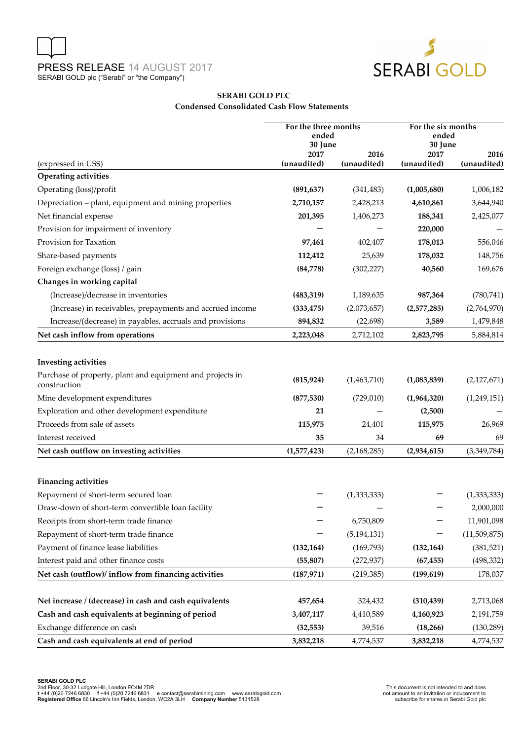PRESS RELEASE 14 AUGUST 2017
SERABI GOLD plc ("Serabi" or "the Company")

## SERABI GOLD PLC
### Condensed Consolidated Cash Flow Statements

| (expressed in US$) | For the three months ended 30 June 2017 (unaudited) | 2016 (unaudited) | For the six months ended 30 June 2017 (unaudited) | 2016 (unaudited) |
|---|---|---|---|---|
| **Operating activities** | | | | |
| Operating (loss)/profit | **(891,637)** | (341,483) | **(1,005,680)** | 1,006,182 |
| Depreciation – plant, equipment and mining properties | **2,710,157** | 2,428,213 | **4,610,861** | 3,644,940 |
| Net financial expense | **201,395** | 1,406,273 | **188,341** | 2,425,077 |
| Provision for impairment of inventory | **—** | — | **220,000** | — |
| Provision for Taxation | **97,461** | 402,407 | **178,013** | 556,046 |
| Share-based payments | **112,412** | 25,639 | **178,032** | 148,756 |
| Foreign exchange (loss) / gain | **(84,778)** | (302,227) | **40,560** | 169,676 |
| **Changes in working capital** | | | | |
| (Increase)/decrease in inventories | **(483,319)** | 1,189,635 | **987,364** | (780,741) |
| (Increase) in receivables, prepayments and accrued income | **(333,475)** | (2,073,657) | **(2,577,285)** | (2,764,970) |
| Increase/(decrease) in payables, accruals and provisions | **894,832** | (22,698) | **3,589** | 1,479,848 |
| **Net cash inflow from operations** | **2,223,048** | 2,712,102 | **2,823,795** | 5,884,814 |
| | | | | |
| **Investing activities** | | | | |
| Purchase of property, plant and equipment and projects in construction | **(815,924)** | (1,463,710) | **(1,083,839)** | (2,127,671) |
| Mine development expenditures | **(877,530)** | (729,010) | **(1,964,320)** | (1,249,151) |
| Exploration and other development expenditure | **21** | — | **(2,500)** | — |
| Proceeds from sale of assets | **115,975** | 24,401 | **115,975** | 26,969 |
| Interest received | **35** | 34 | **69** | 69 |
| **Net cash outflow on investing activities** | **(1,577,423)** | (2,168,285) | **(2,934,615)** | (3,349,784) |
| | | | | |
| **Financing activities** | | | | |
| Repayment of short-term secured loan | **—** | (1,333,333) | **—** | (1,333,333) |
| Draw-down of short-term convertible loan facility | **—** | — | **—** | 2,000,000 |
| Receipts from short-term trade finance | **—** | 6,750,809 | **—** | 11,901,098 |
| Repayment of short-term trade finance | **—** | (5,194,131) | **—** | (11,509,875) |
| Payment of finance lease liabilities | **(132,164)** | (169,793) | **(132,164)** | (381,521) |
| Interest paid and other finance costs | **(55,807)** | (272,937) | **(67,455)** | (498,332) |
| **Net cash (outflow)/ inflow from financing activities** | **(187,971)** | (219,385) | **(199,619)** | 178,037 |
| | | | | |
| **Net increase / (decrease) in cash and cash equivalents** | **457,654** | 324,432 | **(310,439)** | 2,713,068 |
| **Cash and cash equivalents at beginning of period** | **3,407,117** | 4,410,589 | **4,160,923** | 2,191,759 |
| Exchange difference on cash | **(32,553)** | 39,516 | **(18,266)** | (130,289) |
| **Cash and cash equivalents at end of period** | **3,832,218** | 4,774,537 | **3,832,218** | 4,774,537 |

**SERABI GOLD PLC**
2nd Floor, 30-32 Ludgate Hill, London EC4M 7DR
**t** +44 (0)20 7246 6830 **f** +44 (0)20 7246 6831 **e** contact@serabimining.com www.serabigold.com
**Registered Office** 66 Lincoln's Inn Fields, London, WC2A 3LH **Company Number** 5131528

This document is not intended to and does not amount to an invitation or inducement to subscribe for shares in Serabi Gold plc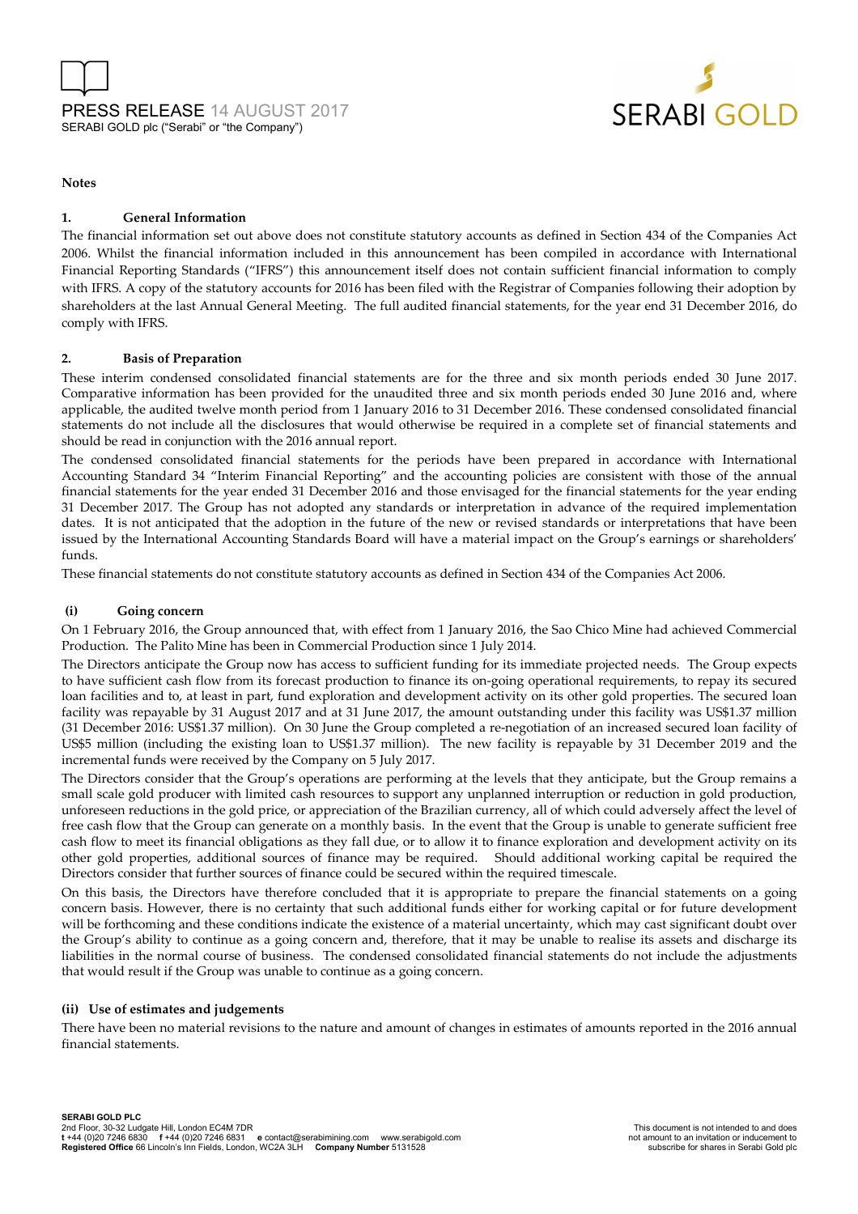**Notes**

**1. General Information**

The financial information set out above does not constitute statutory accounts as defined in Section 434 of the Companies Act 2006. Whilst the financial information included in this announcement has been compiled in accordance with International Financial Reporting Standards ("IFRS") this announcement itself does not contain sufficient financial information to comply with IFRS. A copy of the statutory accounts for 2016 has been filed with the Registrar of Companies following their adoption by shareholders at the last Annual General Meeting. The full audited financial statements, for the year end 31 December 2016, do comply with IFRS.

**2. Basis of Preparation**

These interim condensed consolidated financial statements are for the three and six month periods ended 30 June 2017. Comparative information has been provided for the unaudited three and six month periods ended 30 June 2016 and, where applicable, the audited twelve month period from 1 January 2016 to 31 December 2016. These condensed consolidated financial statements do not include all the disclosures that would otherwise be required in a complete set of financial statements and should be read in conjunction with the 2016 annual report.

The condensed consolidated financial statements for the periods have been prepared in accordance with International Accounting Standard 34 "Interim Financial Reporting" and the accounting policies are consistent with those of the annual financial statements for the year ended 31 December 2016 and those envisaged for the financial statements for the year ending 31 December 2017. The Group has not adopted any standards or interpretation in advance of the required implementation dates. It is not anticipated that the adoption in the future of the new or revised standards or interpretations that have been issued by the International Accounting Standards Board will have a material impact on the Group's earnings or shareholders' funds.

These financial statements do not constitute statutory accounts as defined in Section 434 of the Companies Act 2006.

**(i) Going concern**

On 1 February 2016, the Group announced that, with effect from 1 January 2016, the Sao Chico Mine had achieved Commercial Production. The Palito Mine has been in Commercial Production since 1 July 2014.

The Directors anticipate the Group now has access to sufficient funding for its immediate projected needs. The Group expects to have sufficient cash flow from its forecast production to finance its on-going operational requirements, to repay its secured loan facilities and to, at least in part, fund exploration and development activity on its other gold properties. The secured loan facility was repayable by 31 August 2017 and at 31 June 2017, the amount outstanding under this facility was US$1.37 million (31 December 2016: US$1.37 million). On 30 June the Group completed a re-negotiation of an increased secured loan facility of US$5 million (including the existing loan to US$1.37 million). The new facility is repayable by 31 December 2019 and the incremental funds were received by the Company on 5 July 2017.

The Directors consider that the Group's operations are performing at the levels that they anticipate, but the Group remains a small scale gold producer with limited cash resources to support any unplanned interruption or reduction in gold production, unforeseen reductions in the gold price, or appreciation of the Brazilian currency, all of which could adversely affect the level of free cash flow that the Group can generate on a monthly basis. In the event that the Group is unable to generate sufficient free cash flow to meet its financial obligations as they fall due, or to allow it to finance exploration and development activity on its other gold properties, additional sources of finance may be required. Should additional working capital be required the Directors consider that further sources of finance could be secured within the required timescale.

On this basis, the Directors have therefore concluded that it is appropriate to prepare the financial statements on a going concern basis. However, there is no certainty that such additional funds either for working capital or for future development will be forthcoming and these conditions indicate the existence of a material uncertainty, which may cast significant doubt over the Group's ability to continue as a going concern and, therefore, that it may be unable to realise its assets and discharge its liabilities in the normal course of business. The condensed consolidated financial statements do not include the adjustments that would result if the Group was unable to continue as a going concern.

**(ii) Use of estimates and judgements**

There have been no material revisions to the nature and amount of changes in estimates of amounts reported in the 2016 annual financial statements.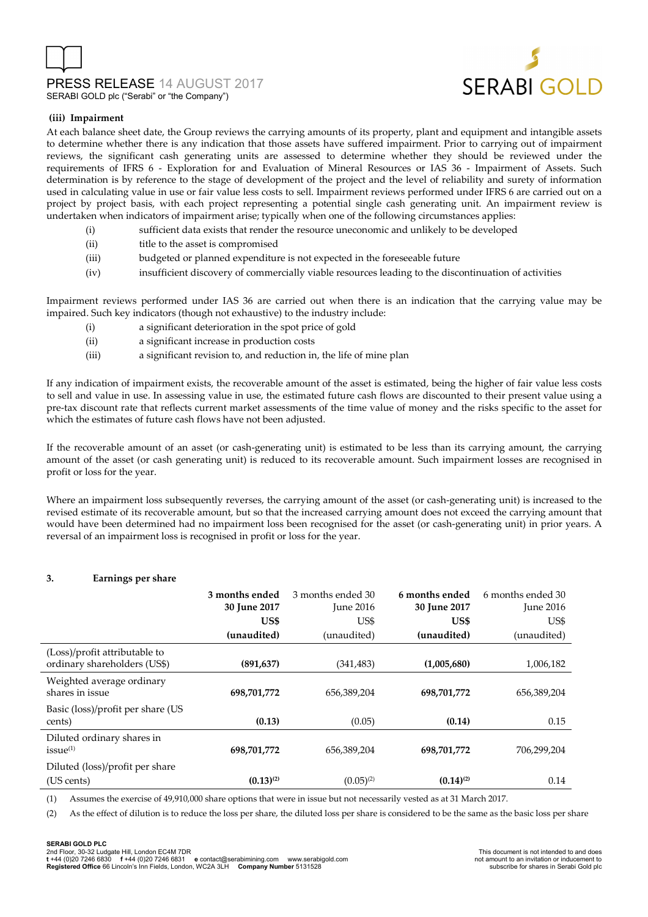**(iii) Impairment**

At each balance sheet date, the Group reviews the carrying amounts of its property, plant and equipment and intangible assets to determine whether there is any indication that those assets have suffered impairment. Prior to carrying out of impairment reviews, the significant cash generating units are assessed to determine whether they should be reviewed under the requirements of IFRS 6 - Exploration for and Evaluation of Mineral Resources or IAS 36 - Impairment of Assets. Such determination is by reference to the stage of development of the project and the level of reliability and surety of information used in calculating value in use or fair value less costs to sell. Impairment reviews performed under IFRS 6 are carried out on a project by project basis, with each project representing a potential single cash generating unit. An impairment review is undertaken when indicators of impairment arise; typically when one of the following circumstances applies:

- (i) sufficient data exists that render the resource uneconomic and unlikely to be developed
- (ii) title to the asset is compromised
- (iii) budgeted or planned expenditure is not expected in the foreseeable future
- (iv) insufficient discovery of commercially viable resources leading to the discontinuation of activities

Impairment reviews performed under IAS 36 are carried out when there is an indication that the carrying value may be impaired. Such key indicators (though not exhaustive) to the industry include:

- (i) a significant deterioration in the spot price of gold
- (ii) a significant increase in production costs
- (iii) a significant revision to, and reduction in, the life of mine plan

If any indication of impairment exists, the recoverable amount of the asset is estimated, being the higher of fair value less costs to sell and value in use. In assessing value in use, the estimated future cash flows are discounted to their present value using a pre-tax discount rate that reflects current market assessments of the time value of money and the risks specific to the asset for which the estimates of future cash flows have not been adjusted.

If the recoverable amount of an asset (or cash-generating unit) is estimated to be less than its carrying amount, the carrying amount of the asset (or cash generating unit) is reduced to its recoverable amount. Such impairment losses are recognised in profit or loss for the year.

Where an impairment loss subsequently reverses, the carrying amount of the asset (or cash-generating unit) is increased to the revised estimate of its recoverable amount, but so that the increased carrying amount does not exceed the carrying amount that would have been determined had no impairment loss been recognised for the asset (or cash-generating unit) in prior years. A reversal of an impairment loss is recognised in profit or loss for the year.

## 3. Earnings per share

| | **3 months ended 30 June 2017 US$ (unaudited)** | 3 months ended 30 June 2016 US$ (unaudited) | **6 months ended 30 June 2017 US$ (unaudited)** | 6 months ended 30 June 2016 US$ (unaudited) |
|---|---|---|---|---|
| (Loss)/profit attributable to ordinary shareholders (US$) | **(891,637)** | (341,483) | **(1,005,680)** | 1,006,182 |
| Weighted average ordinary shares in issue | **698,701,772** | 656,389,204 | **698,701,772** | 656,389,204 |
| Basic (loss)/profit per share (US cents) | **(0.13)** | (0.05) | **(0.14)** | 0.15 |
| Diluted ordinary shares in issue[(1)] | **698,701,772** | 656,389,204 | **698,701,772** | 706,299,204 |
| Diluted (loss)/profit per share (US cents) | **(0.13)[(2)]** | (0.05)[(2)] | **(0.14)[(2)]** | 0.14 |

(1) Assumes the exercise of 49,910,000 share options that were in issue but not necessarily vested as at 31 March 2017.

(2) As the effect of dilution is to reduce the loss per share, the diluted loss per share is considered to be the same as the basic loss per share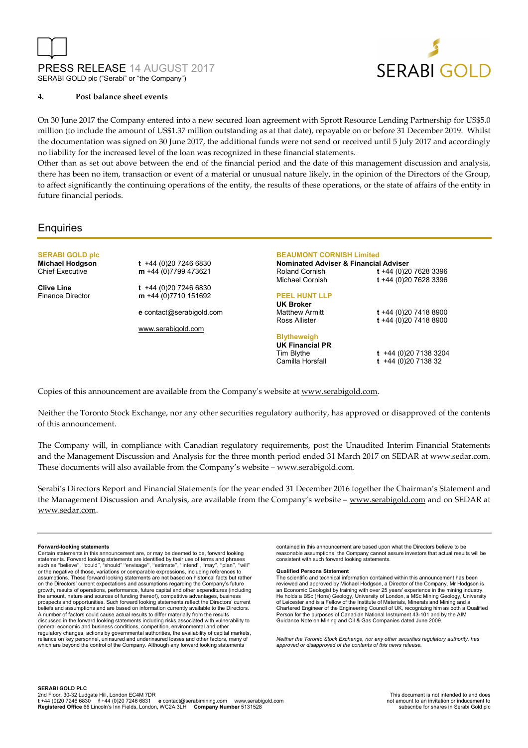### 4. Post balance sheet events

On 30 June 2017 the Company entered into a new secured loan agreement with Sprott Resource Lending Partnership for US$5.0 million (to include the amount of US$1.37 million outstanding as at that date), repayable on or before 31 December 2019. Whilst the documentation was signed on 30 June 2017, the additional funds were not send or received until 5 July 2017 and accordingly no liability for the increased level of the loan was recognized in these financial statements.

Other than as set out above between the end of the financial period and the date of this management discussion and analysis, there has been no item, transaction or event of a material or unusual nature likely, in the opinion of the Directors of the Group, to affect significantly the continuing operations of the entity, the results of these operations, or the state of affairs of the entity in future financial periods.

## Enquiries

**SERABI GOLD plc**

**Michael Hodgson** — Chief Executive
t +44 (0)20 7246 6830
m +44 (0)7799 473621

**Clive Line** — Finance Director
t +44 (0)20 7246 6830
m +44 (0)7710 151692

e contact@serabigold.com

www.serabigold.com

**BEAUMONT CORNISH Limited**
**Nominated Adviser & Financial Adviser**
Roland Cornish t +44 (0)20 7628 3396
Michael Cornish t +44 (0)20 7628 3396

**PEEL HUNT LLP**
**UK Broker**
Matthew Armitt t +44 (0)20 7418 8900
Ross Allister t +44 (0)20 7418 8900

**Blytheweigh**
**UK Financial PR**
Tim Blythe t +44 (0)20 7138 3204
Camilla Horsfall t +44 (0)20 7138 32

Copies of this announcement are available from the Company's website at www.serabigold.com.

Neither the Toronto Stock Exchange, nor any other securities regulatory authority, has approved or disapproved of the contents of this announcement.

The Company will, in compliance with Canadian regulatory requirements, post the Unaudited Interim Financial Statements and the Management Discussion and Analysis for the three month period ended 31 March 2017 on SEDAR at www.sedar.com. These documents will also available from the Company's website – www.serabigold.com.

Serabi's Directors Report and Financial Statements for the year ended 31 December 2016 together the Chairman's Statement and the Management Discussion and Analysis, are available from the Company's website – www.serabigold.com and on SEDAR at www.sedar.com.

**Forward-looking statements**

Certain statements in this announcement are, or may be deemed to be, forward looking statements. Forward looking statements are identified by their use of terms and phrases such as "believe", "could", "should" "envisage", "estimate", "intend", "may", "plan", "will" or the negative of those, variations or comparable expressions, including references to assumptions. These forward looking statements are not based on historical facts but rather on the Directors' current expectations and assumptions regarding the Company's future growth, results of operations, performance, future capital and other expenditures (including the amount, nature and sources of funding thereof), competitive advantages, business prospects and opportunities. Such forward looking statements reflect the Directors' current beliefs and assumptions and are based on information currently available to the Directors. A number of factors could cause actual results to differ materially from the results discussed in the forward looking statements including risks associated with vulnerability to general economic and business conditions, competition, environmental and other regulatory changes, actions by governmental authorities, the availability of capital markets, reliance on key personnel, uninsured and underinsured losses and other factors, many of which are beyond the control of the Company. Although any forward looking statements contained in this announcement are based upon what the Directors believe to be reasonable assumptions, the Company cannot assure investors that actual results will be consistent with such forward looking statements.

**Qualified Persons Statement**

The scientific and technical information contained within this announcement has been reviewed and approved by Michael Hodgson, a Director of the Company. Mr Hodgson is an Economic Geologist by training with over 25 years' experience in the mining industry. He holds a BSc (Hons) Geology, University of London, a MSc Mining Geology, University of Leicester and is a Fellow of the Institute of Materials, Minerals and Mining and a Chartered Engineer of the Engineering Council of UK, recognizing him as both a Qualified Person for the purposes of Canadian National Instrument 43-101 and by the AIM Guidance Note on Mining and Oil & Gas Companies dated June 2009.

*Neither the Toronto Stock Exchange, nor any other securities regulatory authority, has approved or disapproved of the contents of this news release.*